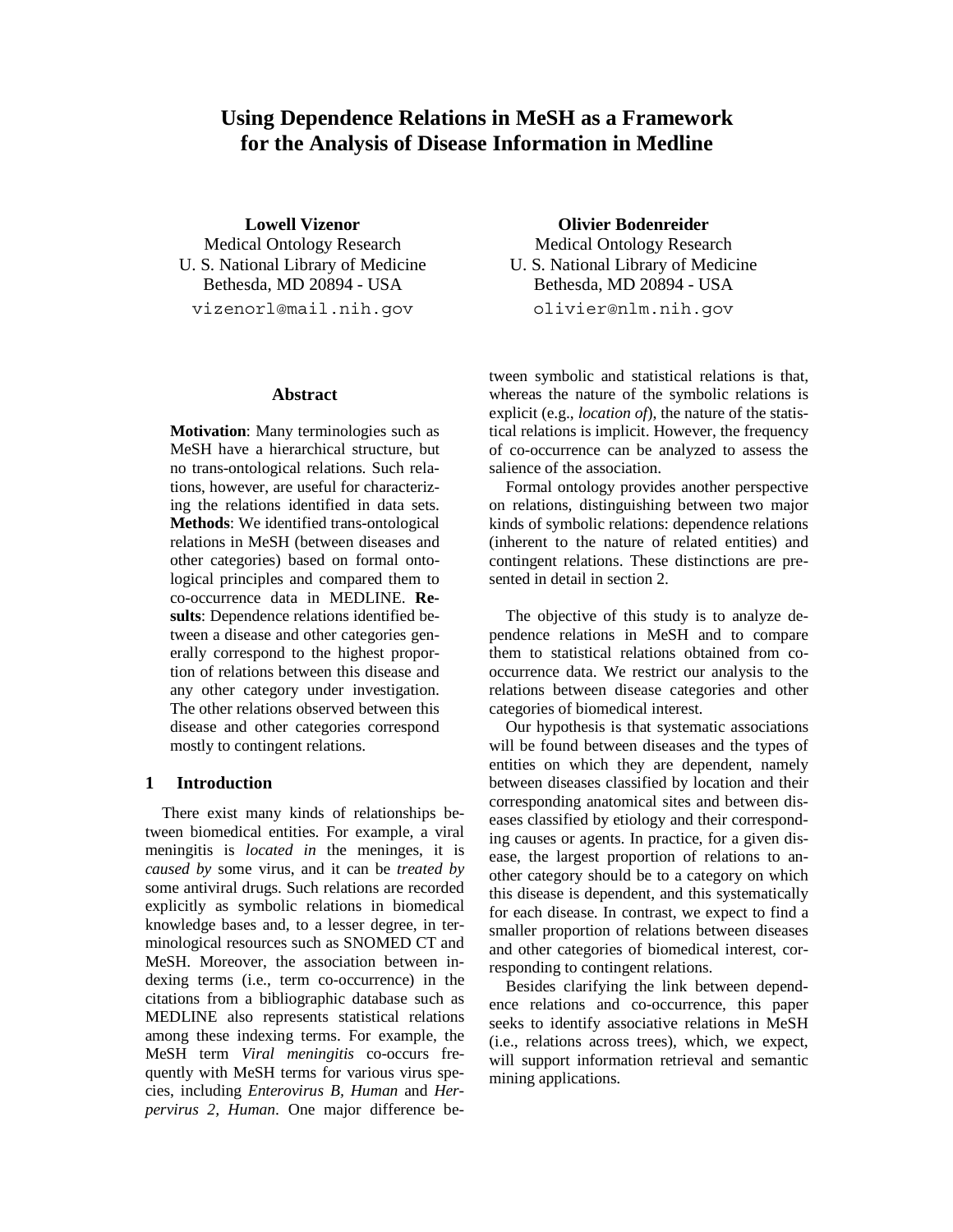# Using Dependence Relations in MeSH as a Framework for the Analysis of Disease Information in Medline

**Lowell Vizenor**
Medical Ontology Research
U. S. National Library of Medicine
Bethesda, MD 20894 - USA
vizenorl@mail.nih.gov

**Olivier Bodenreider**
Medical Ontology Research
U. S. National Library of Medicine
Bethesda, MD 20894 - USA
olivier@nlm.nih.gov

## Abstract

**Motivation**: Many terminologies such as MeSH have a hierarchical structure, but no trans-ontological relations. Such relations, however, are useful for characterizing the relations identified in data sets. **Methods**: We identified trans-ontological relations in MeSH (between diseases and other categories) based on formal ontological principles and compared them to co-occurrence data in MEDLINE. **Results**: Dependence relations identified between a disease and other categories generally correspond to the highest proportion of relations between this disease and any other category under investigation. The other relations observed between this disease and other categories correspond mostly to contingent relations.

## 1 Introduction

There exist many kinds of relationships between biomedical entities. For example, a viral meningitis is *located in* the meninges, it is *caused by* some virus, and it can be *treated by* some antiviral drugs. Such relations are recorded explicitly as symbolic relations in biomedical knowledge bases and, to a lesser degree, in terminological resources such as SNOMED CT and MeSH. Moreover, the association between indexing terms (i.e., term co-occurrence) in the citations from a bibliographic database such as MEDLINE also represents statistical relations among these indexing terms. For example, the MeSH term *Viral meningitis* co-occurs frequently with MeSH terms for various virus species, including *Enterovirus B, Human* and *Herpervirus 2, Human*. One major difference between symbolic and statistical relations is that, whereas the nature of the symbolic relations is explicit (e.g., *location of*), the nature of the statistical relations is implicit. However, the frequency of co-occurrence can be analyzed to assess the salience of the association.

Formal ontology provides another perspective on relations, distinguishing between two major kinds of symbolic relations: dependence relations (inherent to the nature of related entities) and contingent relations. These distinctions are presented in detail in section 2.

The objective of this study is to analyze dependence relations in MeSH and to compare them to statistical relations obtained from co-occurrence data. We restrict our analysis to the relations between disease categories and other categories of biomedical interest.

Our hypothesis is that systematic associations will be found between diseases and the types of entities on which they are dependent, namely between diseases classified by location and their corresponding anatomical sites and between diseases classified by etiology and their corresponding causes or agents. In practice, for a given disease, the largest proportion of relations to another category should be to a category on which this disease is dependent, and this systematically for each disease. In contrast, we expect to find a smaller proportion of relations between diseases and other categories of biomedical interest, corresponding to contingent relations.

Besides clarifying the link between dependence relations and co-occurrence, this paper seeks to identify associative relations in MeSH (i.e., relations across trees), which, we expect, will support information retrieval and semantic mining applications.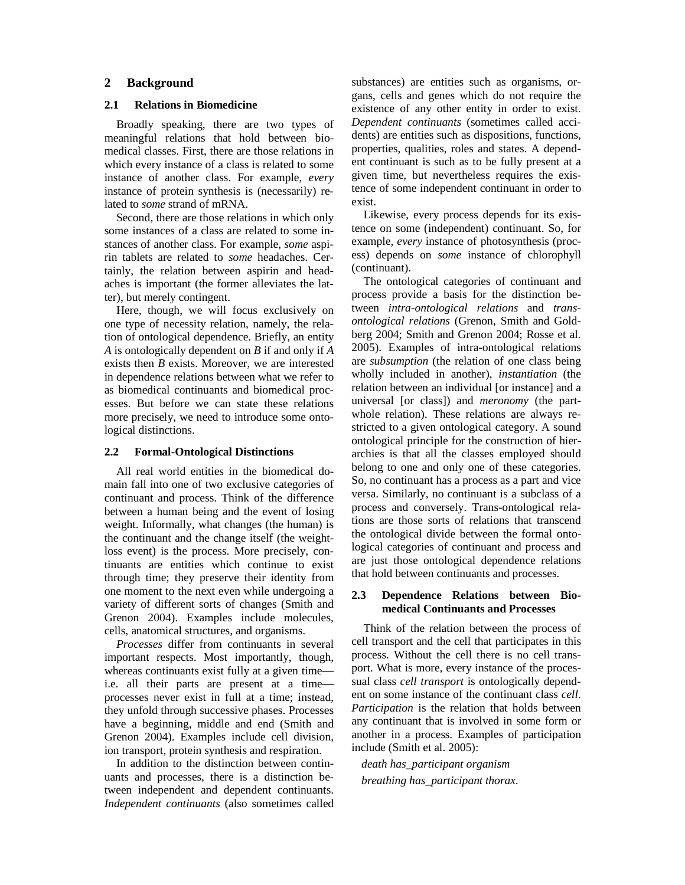## 2 Background

### 2.1 Relations in Biomedicine

Broadly speaking, there are two types of meaningful relations that hold between biomedical classes. First, there are those relations in which every instance of a class is related to some instance of another class. For example, *every* instance of protein synthesis is (necessarily) related to *some* strand of mRNA.

Second, there are those relations in which only some instances of a class are related to some instances of another class. For example, *some* aspirin tablets are related to *some* headaches. Certainly, the relation between aspirin and headaches is important (the former alleviates the latter), but merely contingent.

Here, though, we will focus exclusively on one type of necessity relation, namely, the relation of ontological dependence. Briefly, an entity *A* is ontologically dependent on *B* if and only if *A* exists then *B* exists. Moreover, we are interested in dependence relations between what we refer to as biomedical continuants and biomedical processes. But before we can state these relations more precisely, we need to introduce some ontological distinctions.

### 2.2 Formal-Ontological Distinctions

All real world entities in the biomedical domain fall into one of two exclusive categories of continuant and process. Think of the difference between a human being and the event of losing weight. Informally, what changes (the human) is the continuant and the change itself (the weight-loss event) is the process. More precisely, continuants are entities which continue to exist through time; they preserve their identity from one moment to the next even while undergoing a variety of different sorts of changes (Smith and Grenon 2004). Examples include molecules, cells, anatomical structures, and organisms.

*Processes* differ from continuants in several important respects. Most importantly, though, whereas continuants exist fully at a given time—i.e. all their parts are present at a time—processes never exist in full at a time; instead, they unfold through successive phases. Processes have a beginning, middle and end (Smith and Grenon 2004). Examples include cell division, ion transport, protein synthesis and respiration.

In addition to the distinction between continuants and processes, there is a distinction between independent and dependent continuants. *Independent continuants* (also sometimes called substances) are entities such as organisms, organs, cells and genes which do not require the existence of any other entity in order to exist. *Dependent continuants* (sometimes called accidents) are entities such as dispositions, functions, properties, qualities, roles and states. A dependent continuant is such as to be fully present at a given time, but nevertheless requires the existence of some independent continuant in order to exist.

Likewise, every process depends for its existence on some (independent) continuant. So, for example, *every* instance of photosynthesis (process) depends on *some* instance of chlorophyll (continuant).

The ontological categories of continuant and process provide a basis for the distinction between *intra-ontological relations* and *trans-ontological relations* (Grenon, Smith and Goldberg 2004; Smith and Grenon 2004; Rosse et al. 2005). Examples of intra-ontological relations are *subsumption* (the relation of one class being wholly included in another), *instantiation* (the relation between an individual [or instance] and a universal [or class]) and *meronomy* (the part-whole relation). These relations are always restricted to a given ontological category. A sound ontological principle for the construction of hierarchies is that all the classes employed should belong to one and only one of these categories. So, no continuant has a process as a part and vice versa. Similarly, no continuant is a subclass of a process and conversely. Trans-ontological relations are those sorts of relations that transcend the ontological divide between the formal ontological categories of continuant and process and are just those ontological dependence relations that hold between continuants and processes.

### 2.3 Dependence Relations between Biomedical Continuants and Processes

Think of the relation between the process of cell transport and the cell that participates in this process. Without the cell there is no cell transport. What is more, every instance of the processual class *cell transport* is ontologically dependent on some instance of the continuant class *cell*. *Participation* is the relation that holds between any continuant that is involved in some form or another in a process. Examples of participation include (Smith et al. 2005):

*death has_participant organism*

*breathing has_participant thorax.*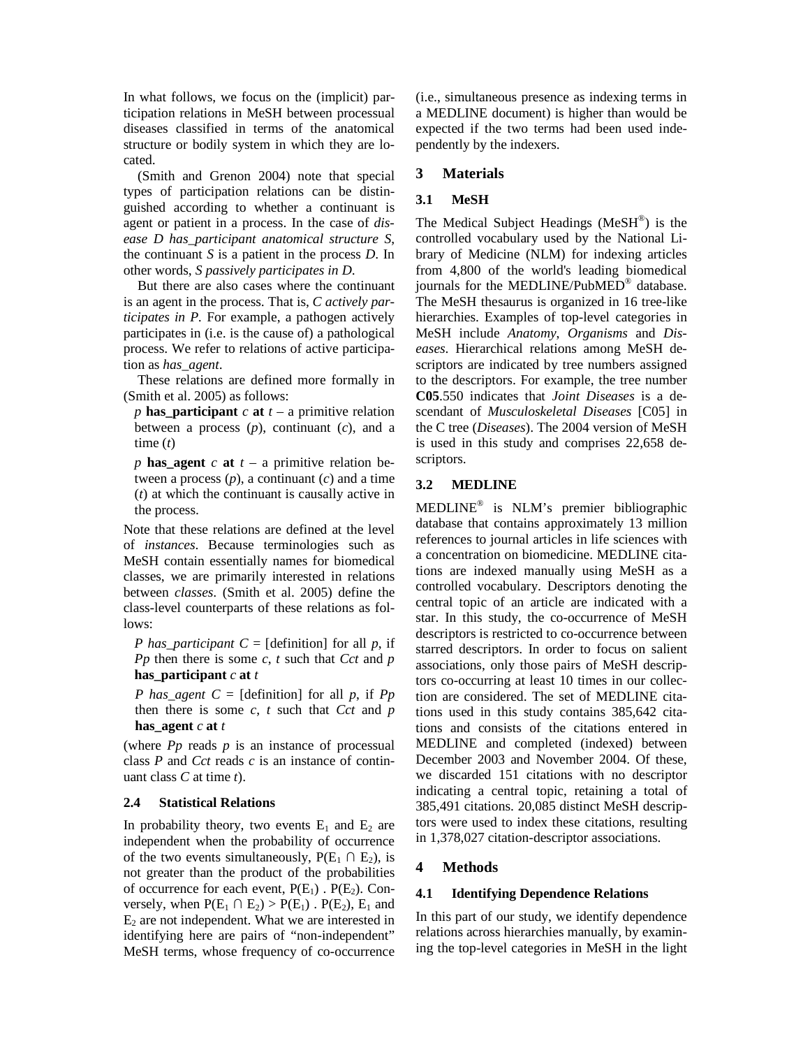In what follows, we focus on the (implicit) participation relations in MeSH between processual diseases classified in terms of the anatomical structure or bodily system in which they are located.

(Smith and Grenon 2004) note that special types of participation relations can be distinguished according to whether a continuant is agent or patient in a process. In the case of *disease D has_participant anatomical structure S*, the continuant *S* is a patient in the process *D*. In other words, *S passively participates in D*.

But there are also cases where the continuant is an agent in the process. That is, *C actively participates in P*. For example, a pathogen actively participates in (i.e. is the cause of) a pathological process. We refer to relations of active participation as *has_agent*.

These relations are defined more formally in (Smith et al. 2005) as follows:

> *p* **has_participant** *c* **at** *t* – a primitive relation between a process (*p*), continuant (*c*), and a time (*t*)
>
> *p* **has_agent** *c* **at** *t* – a primitive relation between a process (*p*), a continuant (*c*) and a time (*t*) at which the continuant is causally active in the process.

Note that these relations are defined at the level of *instances*. Because terminologies such as MeSH contain essentially names for biomedical classes, we are primarily interested in relations between *classes*. (Smith et al. 2005) define the class-level counterparts of these relations as follows:

> *P has_participant C* = [definition] for all *p*, if *Pp* then there is some *c*, *t* such that *Cct* and *p* **has_participant** *c* **at** *t*
>
> *P has_agent C* = [definition] for all *p*, if *Pp* then there is some *c*, *t* such that *Cct* and *p* **has_agent** *c* **at** *t*

(where *Pp* reads *p* is an instance of processual class *P* and *Cct* reads *c* is an instance of continuant class *C* at time *t*).

### 2.4 Statistical Relations

In probability theory, two events $E_1$ and $E_2$ are independent when the probability of occurrence of the two events simultaneously, $P(E_1 \cap E_2)$, is not greater than the product of the probabilities of occurrence for each event, $P(E_1) . P(E_2)$. Conversely, when $P(E_1 \cap E_2) > P(E_1) . P(E_2)$, $E_1$ and $E_2$ are not independent. What we are interested in identifying here are pairs of "non-independent" MeSH terms, whose frequency of co-occurrence (i.e., simultaneous presence as indexing terms in a MEDLINE document) is higher than would be expected if the two terms had been used independently by the indexers.

## 3 Materials

### 3.1 MeSH

The Medical Subject Headings (MeSH®) is the controlled vocabulary used by the National Library of Medicine (NLM) for indexing articles from 4,800 of the world's leading biomedical journals for the MEDLINE/PubMED® database. The MeSH thesaurus is organized in 16 tree-like hierarchies. Examples of top-level categories in MeSH include *Anatomy*, *Organisms* and *Diseases*. Hierarchical relations among MeSH descriptors are indicated by tree numbers assigned to the descriptors. For example, the tree number **C05**.550 indicates that *Joint Diseases* is a descendant of *Musculoskeletal Diseases* [C05] in the C tree (*Diseases*). The 2004 version of MeSH is used in this study and comprises 22,658 descriptors.

### 3.2 MEDLINE

MEDLINE® is NLM's premier bibliographic database that contains approximately 13 million references to journal articles in life sciences with a concentration on biomedicine. MEDLINE citations are indexed manually using MeSH as a controlled vocabulary. Descriptors denoting the central topic of an article are indicated with a star. In this study, the co-occurrence of MeSH descriptors is restricted to co-occurrence between starred descriptors. In order to focus on salient associations, only those pairs of MeSH descriptors co-occurring at least 10 times in our collection are considered. The set of MEDLINE citations used in this study contains 385,642 citations and consists of the citations entered in MEDLINE and completed (indexed) between December 2003 and November 2004. Of these, we discarded 151 citations with no descriptor indicating a central topic, retaining a total of 385,491 citations. 20,085 distinct MeSH descriptors were used to index these citations, resulting in 1,378,027 citation-descriptor associations.

## 4 Methods

### 4.1 Identifying Dependence Relations

In this part of our study, we identify dependence relations across hierarchies manually, by examining the top-level categories in MeSH in the light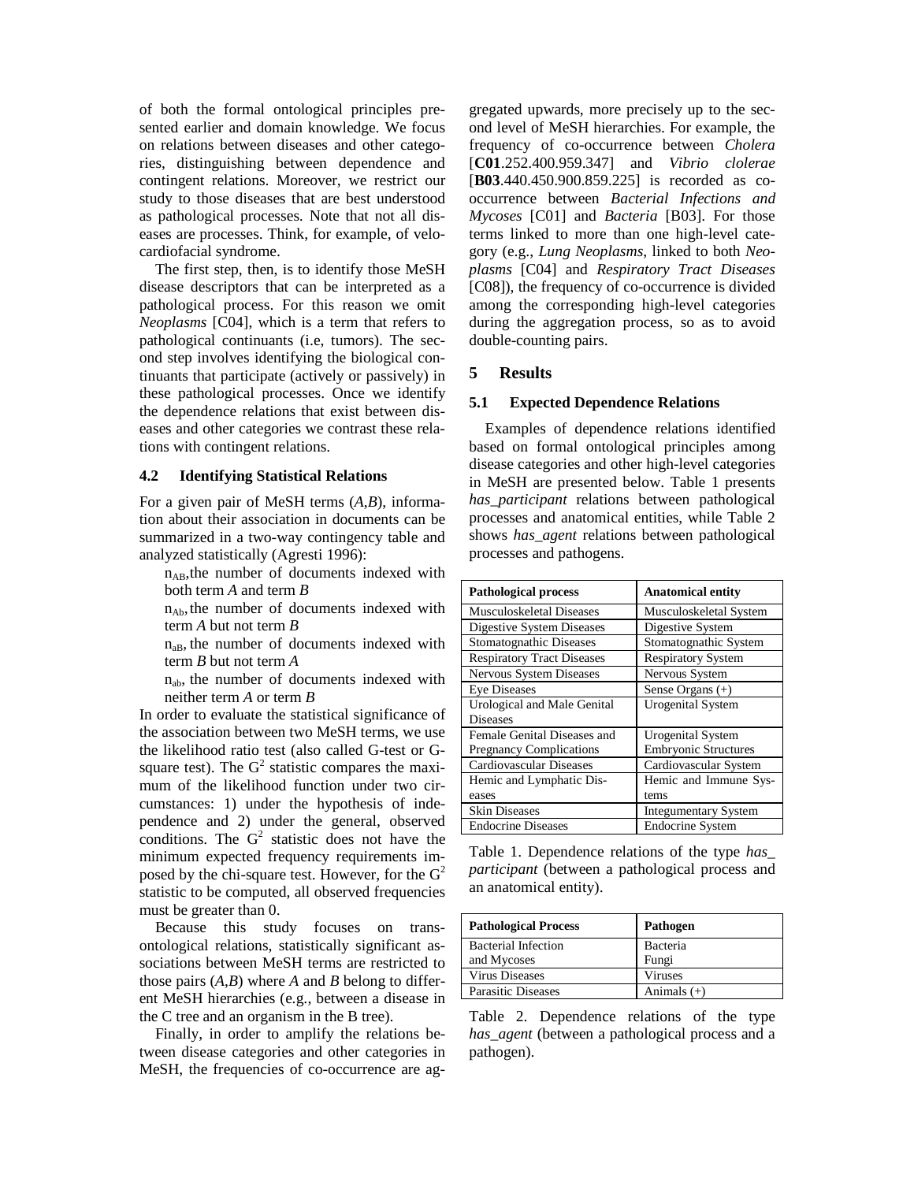of both the formal ontological principles presented earlier and domain knowledge. We focus on relations between diseases and other categories, distinguishing between dependence and contingent relations. Moreover, we restrict our study to those diseases that are best understood as pathological processes. Note that not all diseases are processes. Think, for example, of velocardiofacial syndrome.

The first step, then, is to identify those MeSH disease descriptors that can be interpreted as a pathological process. For this reason we omit *Neoplasms* [C04], which is a term that refers to pathological continuants (i.e, tumors). The second step involves identifying the biological continuants that participate (actively or passively) in these pathological processes. Once we identify the dependence relations that exist between diseases and other categories we contrast these relations with contingent relations.

### 4.2 Identifying Statistical Relations

For a given pair of MeSH terms (*A*,*B*), information about their association in documents can be summarized in a two-way contingency table and analyzed statistically (Agresti 1996):

- $n_{AB}$, the number of documents indexed with both term *A* and term *B*
- $n_{Ab}$, the number of documents indexed with term *A* but not term *B*
- $n_{aB}$, the number of documents indexed with term *B* but not term *A*
- $n_{ab}$, the number of documents indexed with neither term *A* or term *B*

In order to evaluate the statistical significance of the association between two MeSH terms, we use the likelihood ratio test (also called G-test or G-square test). The $G^2$ statistic compares the maximum of the likelihood function under two circumstances: 1) under the hypothesis of independence and 2) under the general, observed conditions. The $G^2$ statistic does not have the minimum expected frequency requirements imposed by the chi-square test. However, for the $G^2$ statistic to be computed, all observed frequencies must be greater than 0.

Because this study focuses on trans-ontological relations, statistically significant associations between MeSH terms are restricted to those pairs (*A*,*B*) where *A* and *B* belong to different MeSH hierarchies (e.g., between a disease in the C tree and an organism in the B tree).

Finally, in order to amplify the relations between disease categories and other categories in MeSH, the frequencies of co-occurrence are aggregated upwards, more precisely up to the second level of MeSH hierarchies. For example, the frequency of co-occurrence between *Cholera* [**C01**.252.400.959.347] and *Vibrio clolerae* [**B03**.440.450.900.859.225] is recorded as co-occurrence between *Bacterial Infections and Mycoses* [C01] and *Bacteria* [B03]. For those terms linked to more than one high-level category (e.g., *Lung Neoplasms*, linked to both *Neoplasms* [C04] and *Respiratory Tract Diseases* [C08]), the frequency of co-occurrence is divided among the corresponding high-level categories during the aggregation process, so as to avoid double-counting pairs.

## 5 Results

### 5.1 Expected Dependence Relations

Examples of dependence relations identified based on formal ontological principles among disease categories and other high-level categories in MeSH are presented below. Table 1 presents *has_participant* relations between pathological processes and anatomical entities, while Table 2 shows *has_agent* relations between pathological processes and pathogens.

| Pathological process | Anatomical entity |
|---|---|
| Musculoskeletal Diseases | Musculoskeletal System |
| Digestive System Diseases | Digestive System |
| Stomatognathic Diseases | Stomatognathic System |
| Respiratory Tract Diseases | Respiratory System |
| Nervous System Diseases | Nervous System |
| Eye Diseases | Sense Organs (+) |
| Urological and Male Genital Diseases | Urogenital System |
| Female Genital Diseases and Pregnancy Complications | Urogenital System<br>Embryonic Structures |
| Cardiovascular Diseases | Cardiovascular System |
| Hemic and Lymphatic Diseases | Hemic and Immune Systems |
| Skin Diseases | Integumentary System |
| Endocrine Diseases | Endocrine System |

Table 1. Dependence relations of the type *has_participant* (between a pathological process and an anatomical entity).

| Pathological Process | Pathogen |
|---|---|
| Bacterial Infection and Mycoses | Bacteria<br>Fungi |
| Virus Diseases | Viruses |
| Parasitic Diseases | Animals (+) |

Table 2. Dependence relations of the type *has_agent* (between a pathological process and a pathogen).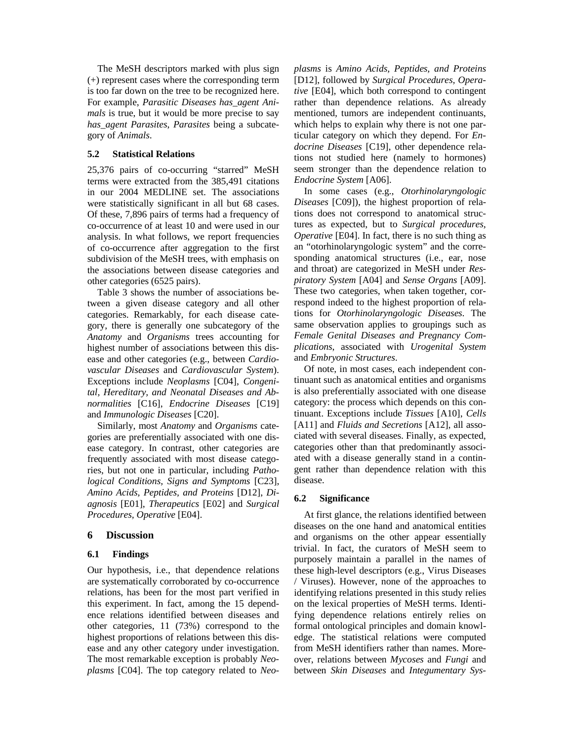The MeSH descriptors marked with plus sign (+) represent cases where the corresponding term is too far down on the tree to be recognized here. For example, *Parasitic Diseases has_agent Animals* is true, but it would be more precise to say *has_agent Parasites*, *Parasites* being a subcategory of *Animals*.

### 5.2 Statistical Relations

25,376 pairs of co-occurring "starred" MeSH terms were extracted from the 385,491 citations in our 2004 MEDLINE set. The associations were statistically significant in all but 68 cases. Of these, 7,896 pairs of terms had a frequency of co-occurrence of at least 10 and were used in our analysis. In what follows, we report frequencies of co-occurrence after aggregation to the first subdivision of the MeSH trees, with emphasis on the associations between disease categories and other categories (6525 pairs).

Table 3 shows the number of associations between a given disease category and all other categories. Remarkably, for each disease category, there is generally one subcategory of the *Anatomy* and *Organisms* trees accounting for highest number of associations between this disease and other categories (e.g., between *Cardiovascular Diseases* and *Cardiovascular System*). Exceptions include *Neoplasms* [C04], *Congenital, Hereditary, and Neonatal Diseases and Abnormalities* [C16], *Endocrine Diseases* [C19] and *Immunologic Diseases* [C20].

Similarly, most *Anatomy* and *Organisms* categories are preferentially associated with one disease category. In contrast, other categories are frequently associated with most disease categories, but not one in particular, including *Pathological Conditions, Signs and Symptoms* [C23], *Amino Acids, Peptides, and Proteins* [D12], *Diagnosis* [E01], *Therapeutics* [E02] and *Surgical Procedures, Operative* [E04].

## 6 Discussion

### 6.1 Findings

Our hypothesis, i.e., that dependence relations are systematically corroborated by co-occurrence relations, has been for the most part verified in this experiment. In fact, among the 15 dependence relations identified between diseases and other categories, 11 (73%) correspond to the highest proportions of relations between this disease and any other category under investigation. The most remarkable exception is probably *Neoplasms* [C04]. The top category related to *Neoplasms* is *Amino Acids, Peptides, and Proteins* [D12], followed by *Surgical Procedures, Operative* [E04], which both correspond to contingent rather than dependence relations. As already mentioned, tumors are independent continuants, which helps to explain why there is not one particular category on which they depend. For *Endocrine Diseases* [C19], other dependence relations not studied here (namely to hormones) seem stronger than the dependence relation to *Endocrine System* [A06].

In some cases (e.g., *Otorhinolaryngologic Diseases* [C09]), the highest proportion of relations does not correspond to anatomical structures as expected, but to *Surgical procedures, Operative* [E04]. In fact, there is no such thing as an "otorhinolaryngologic system" and the corresponding anatomical structures (i.e., ear, nose and throat) are categorized in MeSH under *Respiratory System* [A04] and *Sense Organs* [A09]. These two categories, when taken together, correspond indeed to the highest proportion of relations for *Otorhinolaryngologic Diseases*. The same observation applies to groupings such as *Female Genital Diseases and Pregnancy Complications*, associated with *Urogenital System* and *Embryonic Structures*.

Of note, in most cases, each independent continuant such as anatomical entities and organisms is also preferentially associated with one disease category: the process which depends on this continuant. Exceptions include *Tissues* [A10], *Cells* [A11] and *Fluids and Secretions* [A12], all associated with several diseases. Finally, as expected, categories other than that predominantly associated with a disease generally stand in a contingent rather than dependence relation with this disease.

### 6.2 Significance

At first glance, the relations identified between diseases on the one hand and anatomical entities and organisms on the other appear essentially trivial. In fact, the curators of MeSH seem to purposely maintain a parallel in the names of these high-level descriptors (e.g., Virus Diseases / Viruses). However, none of the approaches to identifying relations presented in this study relies on the lexical properties of MeSH terms. Identifying dependence relations entirely relies on formal ontological principles and domain knowledge. The statistical relations were computed from MeSH identifiers rather than names. Moreover, relations between *Mycoses* and *Fungi* and between *Skin Diseases* and *Integumentary Sys-*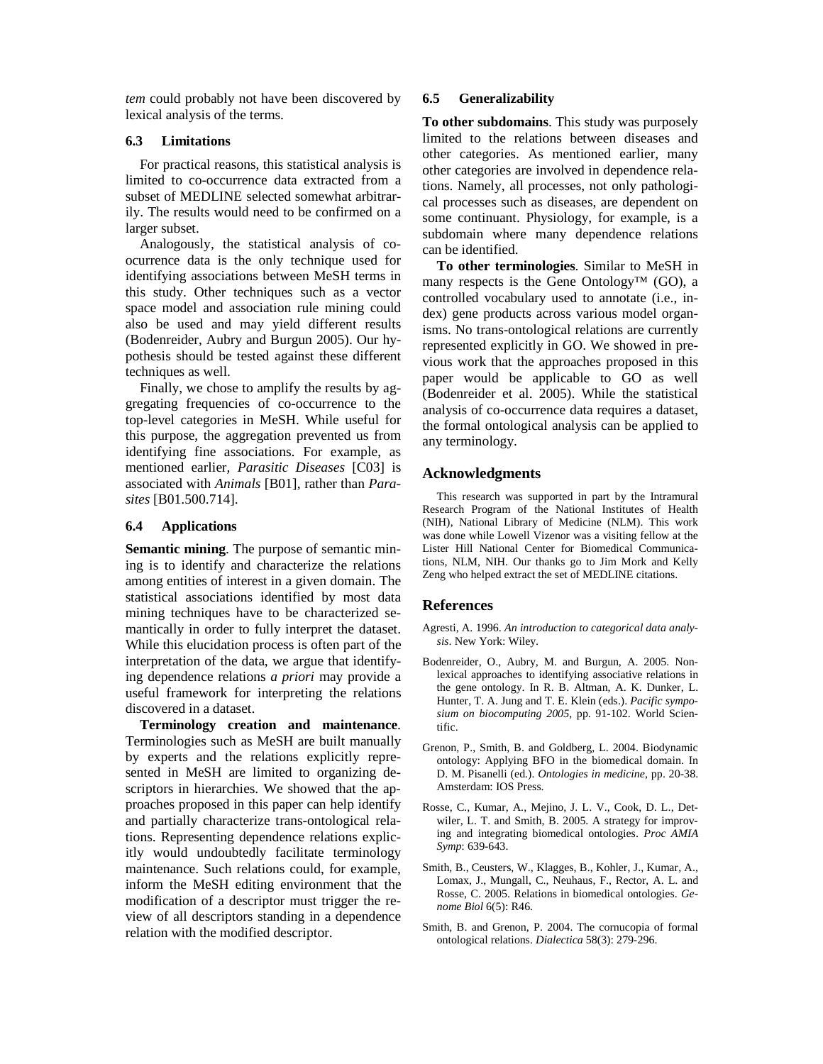*tem* could probably not have been discovered by lexical analysis of the terms.

### 6.3 Limitations

For practical reasons, this statistical analysis is limited to co-occurrence data extracted from a subset of MEDLINE selected somewhat arbitrarily. The results would need to be confirmed on a larger subset.

Analogously, the statistical analysis of co-ocurrence data is the only technique used for identifying associations between MeSH terms in this study. Other techniques such as a vector space model and association rule mining could also be used and may yield different results (Bodenreider, Aubry and Burgun 2005). Our hypothesis should be tested against these different techniques as well.

Finally, we chose to amplify the results by aggregating frequencies of co-occurrence to the top-level categories in MeSH. While useful for this purpose, the aggregation prevented us from identifying fine associations. For example, as mentioned earlier, *Parasitic Diseases* [C03] is associated with *Animals* [B01], rather than *Parasites* [B01.500.714].

### 6.4 Applications

**Semantic mining**. The purpose of semantic mining is to identify and characterize the relations among entities of interest in a given domain. The statistical associations identified by most data mining techniques have to be characterized semantically in order to fully interpret the dataset. While this elucidation process is often part of the interpretation of the data, we argue that identifying dependence relations *a priori* may provide a useful framework for interpreting the relations discovered in a dataset.

**Terminology creation and maintenance**. Terminologies such as MeSH are built manually by experts and the relations explicitly represented in MeSH are limited to organizing descriptors in hierarchies. We showed that the approaches proposed in this paper can help identify and partially characterize trans-ontological relations. Representing dependence relations explicitly would undoubtedly facilitate terminology maintenance. Such relations could, for example, inform the MeSH editing environment that the modification of a descriptor must trigger the review of all descriptors standing in a dependence relation with the modified descriptor.

### 6.5 Generalizability

**To other subdomains**. This study was purposely limited to the relations between diseases and other categories. As mentioned earlier, many other categories are involved in dependence relations. Namely, all processes, not only pathological processes such as diseases, are dependent on some continuant. Physiology, for example, is a subdomain where many dependence relations can be identified.

**To other terminologies**. Similar to MeSH in many respects is the Gene Ontology™ (GO), a controlled vocabulary used to annotate (i.e., index) gene products across various model organisms. No trans-ontological relations are currently represented explicitly in GO. We showed in previous work that the approaches proposed in this paper would be applicable to GO as well (Bodenreider et al. 2005). While the statistical analysis of co-occurrence data requires a dataset, the formal ontological analysis can be applied to any terminology.

## Acknowledgments

This research was supported in part by the Intramural Research Program of the National Institutes of Health (NIH), National Library of Medicine (NLM). This work was done while Lowell Vizenor was a visiting fellow at the Lister Hill National Center for Biomedical Communications, NLM, NIH. Our thanks go to Jim Mork and Kelly Zeng who helped extract the set of MEDLINE citations.

## References

Agresti, A. 1996. *An introduction to categorical data analysis*. New York: Wiley.

Bodenreider, O., Aubry, M. and Burgun, A. 2005. Non-lexical approaches to identifying associative relations in the gene ontology. In R. B. Altman, A. K. Dunker, L. Hunter, T. A. Jung and T. E. Klein (eds.). *Pacific symposium on biocomputing 2005*, pp. 91-102. World Scientific.

Grenon, P., Smith, B. and Goldberg, L. 2004. Biodynamic ontology: Applying BFO in the biomedical domain. In D. M. Pisanelli (ed.). *Ontologies in medicine*, pp. 20-38. Amsterdam: IOS Press.

Rosse, C., Kumar, A., Mejino, J. L. V., Cook, D. L., Detwiler, L. T. and Smith, B. 2005. A strategy for improving and integrating biomedical ontologies. *Proc AMIA Symp*: 639-643.

Smith, B., Ceusters, W., Klagges, B., Kohler, J., Kumar, A., Lomax, J., Mungall, C., Neuhaus, F., Rector, A. L. and Rosse, C. 2005. Relations in biomedical ontologies. *Genome Biol* 6(5): R46.

Smith, B. and Grenon, P. 2004. The cornucopia of formal ontological relations. *Dialectica* 58(3): 279-296.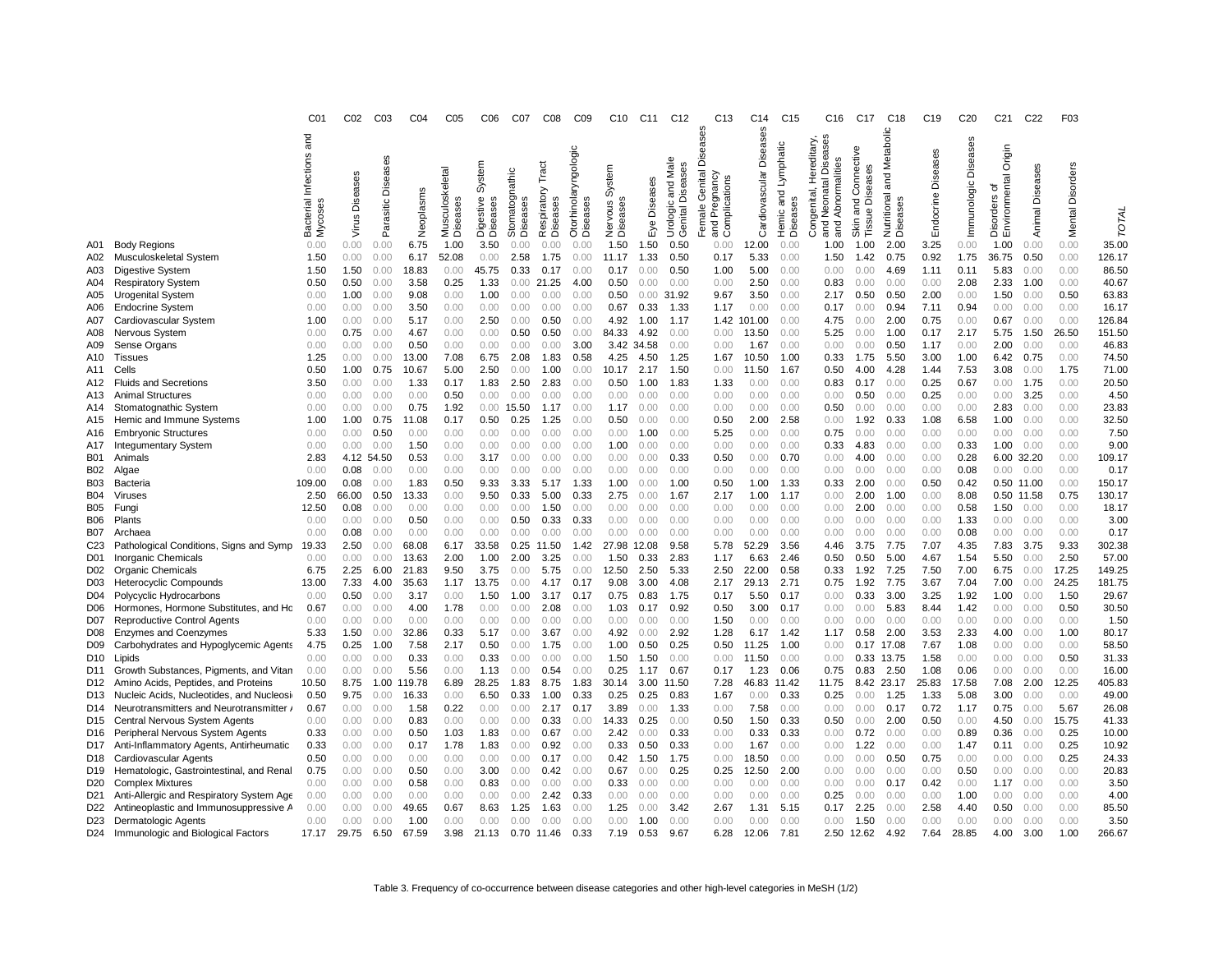| | | C01 | C02 | C03 | C04 | C05 | C06 | C07 | C08 | C09 | C10 | C11 | C12 | C13 | C14 | C15 | C16 | C17 | C18 | C19 | C20 | C21 | C22 | F03 | |
|---|---|---|---|---|---|---|---|---|---|---|---|---|---|---|---|---|---|---|---|---|---|---|---|---|---|
| | | Bacterial Infections and Mycoses | Virus Diseases | Parasitic Diseases | Neoplasms | Musculoskeletal Diseases | Digestive System Diseases | Stomatognathic Diseases | Respiratory Tract Diseases | Otorhinolaryngologic Diseases | Nervous System Diseases | Eye Diseases | Urologic and Male Genital Diseases | Female Genital Diseases and Pregnancy Complications | Cardiovascular Diseases | Hemic and Lymphatic Diseases | Congenital, Hereditary, and Neonatal Diseases and Abnormalities | Skin and Connective Tissue Diseases | Nutritional and Metabolic Diseases | Endocrine Diseases | Immunologic Diseases | Disorders of Environmental Origin | Animal Diseases | Mental Disorders | TOTAL |
| A01 | Body Regions | 0.00 | 0.00 | 0.00 | 6.75 | 1.00 | 3.50 | 0.00 | 0.00 | 0.00 | 1.50 | 1.50 | 0.50 | 0.00 | 12.00 | 0.00 | 1.00 | 1.00 | 2.00 | 3.25 | 0.00 | 1.00 | 0.00 | 0.00 | 35.00 |
| A02 | Musculoskeletal System | 1.50 | 0.00 | 0.00 | 6.17 | 52.08 | 0.00 | 2.58 | 1.75 | 0.00 | 11.17 | 1.33 | 0.50 | 0.17 | 5.33 | 0.00 | 1.50 | 1.42 | 0.75 | 0.92 | 1.75 | 36.75 | 0.50 | 0.00 | 126.17 |
| A03 | Digestive System | 1.50 | 1.50 | 0.00 | 18.83 | 0.00 | 45.75 | 0.33 | 0.17 | 0.00 | 0.17 | 0.00 | 0.50 | 1.00 | 5.00 | 0.00 | 0.00 | 0.00 | 4.69 | 1.11 | 0.11 | 5.83 | 0.00 | 0.00 | 86.50 |
| A04 | Respiratory System | 0.50 | 0.50 | 0.00 | 3.58 | 0.25 | 1.33 | 0.00 | 21.25 | 4.00 | 0.50 | 0.00 | 0.00 | 0.00 | 2.50 | 0.00 | 0.83 | 0.00 | 0.00 | 0.00 | 2.08 | 2.33 | 1.00 | 0.00 | 40.67 |
| A05 | Urogenital System | 0.00 | 1.00 | 0.00 | 9.08 | 0.00 | 1.00 | 0.00 | 0.00 | 0.00 | 0.50 | 0.00 | 31.92 | 9.67 | 3.50 | 0.00 | 2.17 | 0.50 | 0.50 | 2.00 | 0.00 | 1.50 | 0.00 | 0.50 | 63.83 |
| A06 | Endocrine System | 0.00 | 0.00 | 0.00 | 3.50 | 0.00 | 0.00 | 0.00 | 0.00 | 0.00 | 0.67 | 0.33 | 1.33 | 1.17 | 0.00 | 0.00 | 0.17 | 0.00 | 0.94 | 7.11 | 0.94 | 0.00 | 0.00 | 0.00 | 16.17 |
| A07 | Cardiovascular System | 1.00 | 0.00 | 0.00 | 5.17 | 0.00 | 2.50 | 0.00 | 0.50 | 0.00 | 4.92 | 1.00 | 1.17 | 1.42 | 101.00 | 0.00 | 4.75 | 0.00 | 2.00 | 0.75 | 0.00 | 0.67 | 0.00 | 0.00 | 126.84 |
| A08 | Nervous System | 0.00 | 0.75 | 0.00 | 4.67 | 0.00 | 0.00 | 0.50 | 0.50 | 0.00 | 84.33 | 4.92 | 0.00 | 0.00 | 13.50 | 0.00 | 5.25 | 0.00 | 1.00 | 0.17 | 2.17 | 5.75 | 1.50 | 26.50 | 151.50 |
| A09 | Sense Organs | 0.00 | 0.00 | 0.00 | 0.50 | 0.00 | 0.00 | 0.00 | 0.00 | 3.00 | 3.42 | 34.58 | 0.00 | 0.00 | 1.67 | 0.00 | 0.00 | 0.00 | 0.50 | 1.17 | 0.00 | 2.00 | 0.00 | 0.00 | 46.83 |
| A10 | Tissues | 1.25 | 0.00 | 0.00 | 13.00 | 7.08 | 6.75 | 2.08 | 1.83 | 0.58 | 4.25 | 4.50 | 1.25 | 1.67 | 10.50 | 1.00 | 0.33 | 1.75 | 5.50 | 3.00 | 1.00 | 6.42 | 0.75 | 0.00 | 74.50 |
| A11 | Cells | 0.50 | 1.00 | 0.75 | 10.67 | 5.00 | 2.50 | 0.00 | 1.00 | 0.00 | 10.17 | 2.17 | 1.50 | 0.00 | 11.50 | 1.67 | 0.50 | 4.00 | 4.28 | 1.44 | 7.53 | 3.08 | 0.00 | 1.75 | 71.00 |
| A12 | Fluids and Secretions | 3.50 | 0.00 | 0.00 | 1.33 | 0.17 | 1.83 | 2.50 | 2.83 | 0.00 | 0.50 | 1.00 | 1.83 | 1.33 | 0.00 | 0.00 | 0.83 | 0.17 | 0.00 | 0.25 | 0.67 | 0.00 | 1.75 | 0.00 | 20.50 |
| A13 | Animal Structures | 0.00 | 0.00 | 0.00 | 0.00 | 0.50 | 0.00 | 0.00 | 0.00 | 0.00 | 0.00 | 0.00 | 0.00 | 0.00 | 0.00 | 0.00 | 0.00 | 0.50 | 0.00 | 0.25 | 0.00 | 0.00 | 3.25 | 0.00 | 4.50 |
| A14 | Stomatognathic System | 0.00 | 0.00 | 0.00 | 0.75 | 1.92 | 0.00 | 15.50 | 1.17 | 0.00 | 1.17 | 0.00 | 0.00 | 0.00 | 0.00 | 0.00 | 0.50 | 0.00 | 0.00 | 0.00 | 0.00 | 2.83 | 0.00 | 0.00 | 23.83 |
| A15 | Hemic and Immune Systems | 1.00 | 1.00 | 0.75 | 11.08 | 0.17 | 0.50 | 0.25 | 1.25 | 0.00 | 0.50 | 0.00 | 0.00 | 0.50 | 2.00 | 2.58 | 0.00 | 1.92 | 0.33 | 1.08 | 6.58 | 1.00 | 0.00 | 0.00 | 32.50 |
| A16 | Embryonic Structures | 0.00 | 0.00 | 0.50 | 0.00 | 0.00 | 0.00 | 0.00 | 0.00 | 0.00 | 0.00 | 1.00 | 0.00 | 5.25 | 0.00 | 0.00 | 0.75 | 0.00 | 0.00 | 0.00 | 0.00 | 0.00 | 0.00 | 0.00 | 7.50 |
| A17 | Integumentary System | 0.00 | 0.00 | 0.00 | 1.50 | 0.00 | 0.00 | 0.00 | 0.00 | 0.00 | 1.00 | 0.00 | 0.00 | 0.00 | 0.00 | 0.00 | 0.33 | 4.83 | 0.00 | 0.00 | 0.33 | 1.00 | 0.00 | 0.00 | 9.00 |
| B01 | Animals | 2.83 | 4.12 | 54.50 | 0.53 | 0.00 | 3.17 | 0.00 | 0.00 | 0.00 | 0.00 | 0.00 | 0.33 | 0.50 | 0.00 | 0.70 | 0.00 | 4.00 | 0.00 | 0.00 | 0.28 | 6.00 | 32.20 | 0.00 | 109.17 |
| B02 | Algae | 0.00 | 0.08 | 0.00 | 0.00 | 0.00 | 0.00 | 0.00 | 0.00 | 0.00 | 0.00 | 0.00 | 0.00 | 0.00 | 0.00 | 0.00 | 0.00 | 0.00 | 0.00 | 0.00 | 0.08 | 0.00 | 0.00 | 0.00 | 0.17 |
| B03 | Bacteria | 109.00 | 0.08 | 0.00 | 1.83 | 0.50 | 9.33 | 3.33 | 5.17 | 1.33 | 1.00 | 0.00 | 1.00 | 0.50 | 1.00 | 1.33 | 0.33 | 2.00 | 0.00 | 0.50 | 0.42 | 0.50 | 11.00 | 0.00 | 150.17 |
| B04 | Viruses | 2.50 | 66.00 | 0.50 | 13.33 | 0.00 | 9.50 | 0.33 | 5.00 | 0.33 | 2.75 | 0.00 | 1.67 | 2.17 | 1.00 | 1.17 | 0.00 | 2.00 | 1.00 | 0.00 | 8.08 | 0.50 | 11.58 | 0.75 | 130.17 |
| B05 | Fungi | 12.50 | 0.08 | 0.00 | 0.00 | 0.00 | 0.00 | 0.00 | 1.50 | 0.00 | 0.00 | 0.00 | 0.00 | 0.00 | 0.00 | 0.00 | 0.00 | 2.00 | 0.00 | 0.00 | 0.58 | 1.50 | 0.00 | 0.00 | 18.17 |
| B06 | Plants | 0.00 | 0.00 | 0.00 | 0.50 | 0.00 | 0.00 | 0.50 | 0.33 | 0.33 | 0.00 | 0.00 | 0.00 | 0.00 | 0.00 | 0.00 | 0.00 | 0.00 | 0.00 | 0.00 | 1.33 | 0.00 | 0.00 | 0.00 | 3.00 |
| B07 | Archaea | 0.00 | 0.08 | 0.00 | 0.00 | 0.00 | 0.00 | 0.00 | 0.00 | 0.00 | 0.00 | 0.00 | 0.00 | 0.00 | 0.00 | 0.00 | 0.00 | 0.00 | 0.00 | 0.00 | 0.08 | 0.00 | 0.00 | 0.00 | 0.17 |
| C23 | Pathological Conditions, Signs and Symp | 19.33 | 2.50 | 0.00 | 68.08 | 6.17 | 33.58 | 0.25 | 11.50 | 1.42 | 27.98 | 12.08 | 9.58 | 5.78 | 52.29 | 3.56 | 4.46 | 3.75 | 7.75 | 7.07 | 4.35 | 7.83 | 3.75 | 9.33 | 302.38 |
| D01 | Inorganic Chemicals | 0.00 | 0.00 | 0.00 | 13.63 | 2.00 | 1.00 | 2.00 | 3.25 | 0.00 | 1.50 | 0.33 | 2.83 | 1.17 | 6.63 | 2.46 | 0.50 | 0.50 | 5.00 | 4.67 | 1.54 | 5.50 | 0.00 | 2.50 | 57.00 |
| D02 | Organic Chemicals | 6.75 | 2.25 | 6.00 | 21.83 | 9.50 | 3.75 | 0.00 | 5.75 | 0.00 | 12.50 | 2.50 | 5.33 | 2.50 | 22.00 | 0.58 | 0.33 | 1.92 | 7.25 | 7.50 | 7.00 | 6.75 | 0.00 | 17.25 | 149.25 |
| D03 | Heterocyclic Compounds | 13.00 | 7.33 | 4.00 | 35.63 | 1.17 | 13.75 | 0.00 | 4.17 | 0.17 | 9.08 | 3.00 | 4.08 | 2.17 | 29.13 | 2.71 | 0.75 | 1.92 | 7.75 | 3.67 | 7.04 | 7.00 | 0.00 | 24.25 | 181.75 |
| D04 | Polycyclic Hydrocarbons | 0.00 | 0.50 | 0.00 | 3.17 | 0.00 | 1.50 | 1.00 | 3.17 | 0.17 | 0.75 | 0.83 | 1.75 | 0.17 | 5.50 | 0.17 | 0.00 | 0.33 | 3.00 | 3.25 | 1.92 | 1.00 | 0.00 | 1.50 | 29.67 |
| D06 | Hormones, Hormone Substitutes, and Ho | 0.67 | 0.00 | 0.00 | 4.00 | 1.78 | 0.00 | 0.00 | 2.08 | 0.00 | 1.03 | 0.17 | 0.92 | 0.50 | 3.00 | 0.17 | 0.00 | 0.00 | 5.83 | 8.44 | 1.42 | 0.00 | 0.00 | 0.50 | 30.50 |
| D07 | Reproductive Control Agents | 0.00 | 0.00 | 0.00 | 0.00 | 0.00 | 0.00 | 0.00 | 0.00 | 0.00 | 0.00 | 0.00 | 0.00 | 1.50 | 0.00 | 0.00 | 0.00 | 0.00 | 0.00 | 0.00 | 0.00 | 0.00 | 0.00 | 0.00 | 1.50 |
| D08 | Enzymes and Coenzymes | 5.33 | 1.50 | 0.00 | 32.86 | 0.33 | 5.17 | 0.00 | 3.67 | 0.00 | 4.92 | 0.00 | 2.92 | 1.28 | 6.17 | 1.42 | 1.17 | 0.58 | 2.00 | 3.53 | 2.33 | 4.00 | 0.00 | 1.00 | 80.17 |
| D09 | Carbohydrates and Hypoglycemic Agents | 4.75 | 0.25 | 1.00 | 7.58 | 2.17 | 0.50 | 0.00 | 1.75 | 0.00 | 1.00 | 0.50 | 0.25 | 0.50 | 11.25 | 1.00 | 0.00 | 0.17 | 17.08 | 7.67 | 1.08 | 0.00 | 0.00 | 0.00 | 58.50 |
| D10 | Lipids | 0.00 | 0.00 | 0.00 | 0.33 | 0.00 | 0.33 | 0.00 | 0.00 | 0.00 | 1.50 | 1.50 | 0.00 | 0.00 | 11.50 | 0.00 | 0.00 | 0.33 | 13.75 | 1.58 | 0.00 | 0.00 | 0.00 | 0.50 | 31.33 |
| D11 | Growth Substances, Pigments, and Vitan | 0.00 | 0.00 | 0.00 | 5.56 | 0.00 | 1.13 | 0.00 | 0.54 | 0.00 | 0.25 | 1.17 | 0.67 | 0.17 | 1.23 | 0.06 | 0.75 | 0.83 | 2.50 | 1.08 | 0.06 | 0.00 | 0.00 | 0.00 | 16.00 |
| D12 | Amino Acids, Peptides, and Proteins | 10.50 | 8.75 | 1.00 | 119.78 | 6.89 | 28.25 | 1.83 | 8.75 | 1.83 | 30.14 | 3.00 | 11.50 | 7.28 | 46.83 | 11.42 | 11.75 | 8.42 | 23.17 | 25.83 | 17.58 | 7.08 | 2.00 | 12.25 | 405.83 |
| D13 | Nucleic Acids, Nucleotides, and Nucleosi | 0.50 | 9.75 | 0.00 | 16.33 | 0.00 | 6.50 | 0.33 | 1.00 | 0.33 | 0.25 | 0.25 | 0.83 | 1.67 | 0.00 | 0.33 | 0.25 | 0.00 | 1.25 | 1.33 | 5.08 | 3.00 | 0.00 | 0.00 | 49.00 |
| D14 | Neurotransmitters and Neurotransmitter / | 0.67 | 0.00 | 0.00 | 1.58 | 0.22 | 0.00 | 0.00 | 2.17 | 0.17 | 3.89 | 0.00 | 1.33 | 0.00 | 7.58 | 0.00 | 0.00 | 0.00 | 0.17 | 0.72 | 1.17 | 0.75 | 0.00 | 5.67 | 26.08 |
| D15 | Central Nervous System Agents | 0.00 | 0.00 | 0.00 | 0.83 | 0.00 | 0.00 | 0.00 | 0.33 | 0.00 | 14.33 | 0.25 | 0.00 | 0.50 | 1.50 | 0.33 | 0.50 | 0.00 | 2.00 | 0.50 | 0.00 | 4.50 | 0.00 | 15.75 | 41.33 |
| D16 | Peripheral Nervous System Agents | 0.33 | 0.00 | 0.00 | 0.50 | 1.03 | 1.83 | 0.00 | 0.67 | 0.00 | 2.42 | 0.00 | 0.33 | 0.00 | 0.33 | 0.33 | 0.00 | 0.72 | 0.00 | 0.00 | 0.89 | 0.36 | 0.00 | 0.25 | 10.00 |
| D17 | Anti-Inflammatory Agents, Antirheumatic | 0.33 | 0.00 | 0.00 | 0.17 | 1.78 | 1.83 | 0.00 | 0.92 | 0.00 | 0.33 | 0.50 | 0.33 | 0.00 | 1.67 | 0.00 | 0.00 | 1.22 | 0.00 | 0.00 | 1.47 | 0.11 | 0.00 | 0.25 | 10.92 |
| D18 | Cardiovascular Agents | 0.50 | 0.00 | 0.00 | 0.00 | 0.00 | 0.00 | 0.00 | 0.17 | 0.00 | 0.42 | 1.50 | 1.75 | 0.00 | 18.50 | 0.00 | 0.00 | 0.00 | 0.50 | 0.75 | 0.00 | 0.00 | 0.00 | 0.25 | 24.33 |
| D19 | Hematologic, Gastrointestinal, and Renal | 0.75 | 0.00 | 0.00 | 0.50 | 0.00 | 3.00 | 0.00 | 0.42 | 0.00 | 0.67 | 0.00 | 0.25 | 0.25 | 12.50 | 2.00 | 0.00 | 0.00 | 0.00 | 0.00 | 0.50 | 0.00 | 0.00 | 0.00 | 20.83 |
| D20 | Complex Mixtures | 0.00 | 0.00 | 0.00 | 0.58 | 0.00 | 0.83 | 0.00 | 0.00 | 0.00 | 0.33 | 0.00 | 0.00 | 0.00 | 0.00 | 0.00 | 0.00 | 0.00 | 0.17 | 0.42 | 0.00 | 1.17 | 0.00 | 0.00 | 3.50 |
| D21 | Anti-Allergic and Respiratory System Age | 0.00 | 0.00 | 0.00 | 0.00 | 0.00 | 0.00 | 0.00 | 2.42 | 0.33 | 0.00 | 0.00 | 0.00 | 0.00 | 0.00 | 0.00 | 0.25 | 0.00 | 0.00 | 0.00 | 1.00 | 0.00 | 0.00 | 0.00 | 4.00 |
| D22 | Antineoplastic and Immunosuppressive A | 0.00 | 0.00 | 0.00 | 49.65 | 0.67 | 8.63 | 1.25 | 1.63 | 0.00 | 1.25 | 0.00 | 3.42 | 2.67 | 1.31 | 5.15 | 0.17 | 2.25 | 0.00 | 2.58 | 4.40 | 0.50 | 0.00 | 0.00 | 85.50 |
| D23 | Dermatologic Agents | 0.00 | 0.00 | 0.00 | 1.00 | 0.00 | 0.00 | 0.00 | 0.00 | 0.00 | 0.00 | 1.00 | 0.00 | 0.00 | 0.00 | 0.00 | 0.00 | 1.50 | 0.00 | 0.00 | 0.00 | 0.00 | 0.00 | 0.00 | 3.50 |
| D24 | Immunologic and Biological Factors | 17.17 | 29.75 | 6.50 | 67.59 | 3.98 | 21.13 | 0.70 | 11.46 | 0.33 | 7.19 | 0.53 | 9.67 | 6.28 | 12.06 | 7.81 | 2.50 | 12.62 | 4.92 | 7.64 | 28.85 | 4.00 | 3.00 | 1.00 | 266.67 |

Table 3. Frequency of co-occurrence between disease categories and other high-level categories in MeSH (1/2)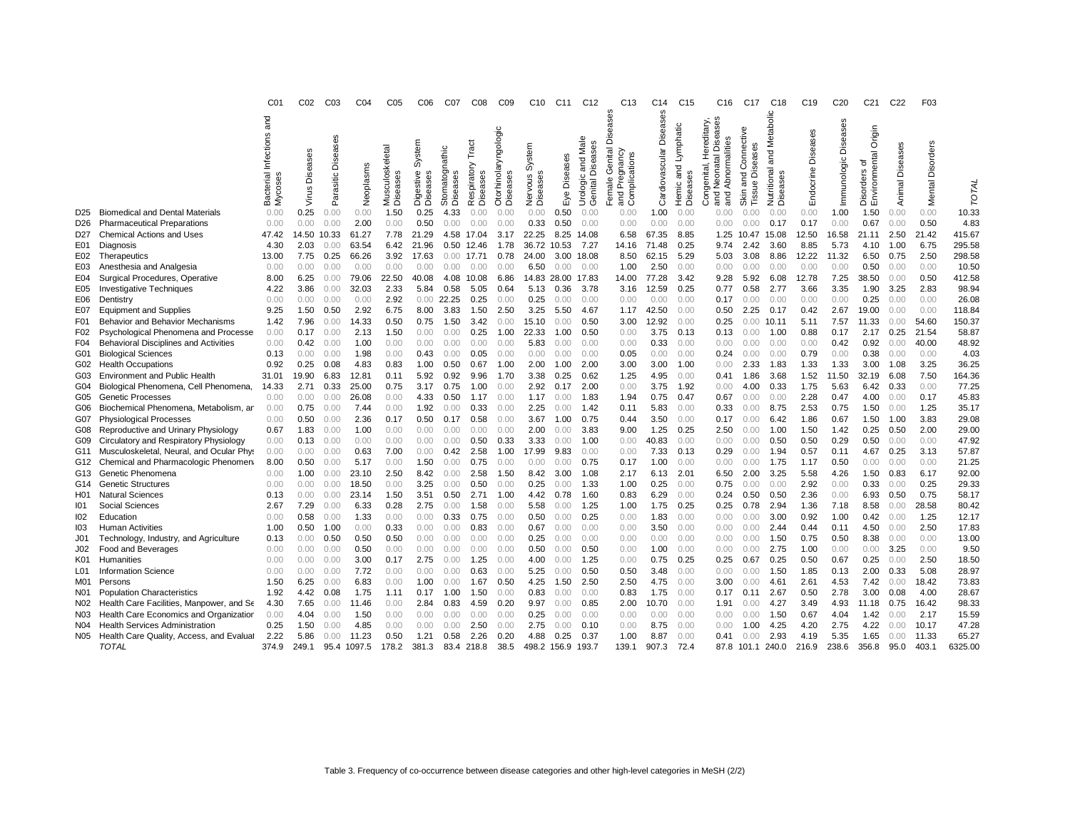| | | C01 | C02 | C03 | C04 | C05 | C06 | C07 | C08 | C09 | C10 | C11 | C12 | C13 | C14 | C15 | C16 | C17 | C18 | C19 | C20 | C21 | C22 | F03 | |
|---|---|---|---|---|---|---|---|---|---|---|---|---|---|---|---|---|---|---|---|---|---|---|---|---|---|
| | | Bacterial Infections and Mycoses | Virus Diseases | Parasitic Diseases | Neoplasms | Musculoskeletal Diseases | Digestive System Diseases | Stomatognathic Diseases | Respiratory Tract Diseases | Otorhinolaryngologic Diseases | Nervous System Diseases | Eye Diseases | Urologic and Male Genital Diseases | Female Genital Diseases and Pregnancy Complications | Cardiovascular Diseases | Hemic and Lymphatic Diseases | Congenital, Hereditary, and Neonatal Diseases and Abnormalities | Skin and Connective Tissue Diseases | Nutritional and Metabolic Diseases | Endocrine Diseases | Immunologic Diseases | Disorders of Environmental Origin | Animal Diseases | Mental Disorders | *TOTAL* |
| D25 | Biomedical and Dental Materials | 0.00 | 0.25 | 0.00 | 0.00 | 1.50 | 0.25 | 4.33 | 0.00 | 0.00 | 0.00 | 0.50 | 0.00 | 0.00 | 1.00 | 0.00 | 0.00 | 0.00 | 0.00 | 0.00 | 1.00 | 1.50 | 0.00 | 0.00 | 10.33 |
| D26 | Pharmaceutical Preparations | 0.00 | 0.00 | 0.00 | 2.00 | 0.00 | 0.50 | 0.00 | 0.00 | 0.00 | 0.33 | 0.50 | 0.00 | 0.00 | 0.00 | 0.00 | 0.00 | 0.00 | 0.17 | 0.17 | 0.00 | 0.67 | 0.00 | 0.50 | 4.83 |
| D27 | Chemical Actions and Uses | 47.42 | 14.50 | 10.33 | 61.27 | 7.78 | 21.29 | 4.58 | 17.04 | 3.17 | 22.25 | 8.25 | 14.08 | 6.58 | 67.35 | 8.85 | 1.25 | 10.47 | 15.08 | 12.50 | 16.58 | 21.11 | 2.50 | 21.42 | 415.67 |
| E01 | Diagnosis | 4.30 | 2.03 | 0.00 | 63.54 | 6.42 | 21.96 | 0.50 | 12.46 | 1.78 | 36.72 | 10.53 | 7.27 | 14.16 | 71.48 | 0.25 | 9.74 | 2.42 | 3.60 | 8.85 | 5.73 | 4.10 | 1.00 | 6.75 | 295.58 |
| E02 | Therapeutics | 13.00 | 7.75 | 0.25 | 66.26 | 3.92 | 17.63 | 0.00 | 17.71 | 0.78 | 24.00 | 3.00 | 18.08 | 8.50 | 62.15 | 5.29 | 5.03 | 3.08 | 8.86 | 12.22 | 11.32 | 6.50 | 0.75 | 2.50 | 298.58 |
| E03 | Anesthesia and Analgesia | 0.00 | 0.00 | 0.00 | 0.00 | 0.00 | 0.00 | 0.00 | 0.00 | 0.00 | 6.50 | 0.00 | 0.00 | 1.00 | 2.50 | 0.00 | 0.00 | 0.00 | 0.00 | 0.00 | 0.00 | 0.50 | 0.00 | 0.00 | 10.50 |
| E04 | Surgical Procedures, Operative | 8.00 | 6.25 | 0.00 | 79.06 | 22.50 | 40.08 | 4.08 | 10.08 | 6.86 | 14.83 | 28.00 | 17.83 | 14.00 | 77.28 | 3.42 | 9.28 | 5.92 | 6.08 | 12.78 | 7.25 | 38.50 | 0.00 | 0.50 | 412.58 |
| E05 | Investigative Techniques | 4.22 | 3.86 | 0.00 | 32.03 | 2.33 | 5.84 | 0.58 | 5.05 | 0.64 | 5.13 | 0.36 | 3.78 | 3.16 | 12.59 | 0.25 | 0.77 | 0.58 | 2.77 | 3.66 | 3.35 | 1.90 | 3.25 | 2.83 | 98.94 |
| E06 | Dentistry | 0.00 | 0.00 | 0.00 | 0.00 | 2.92 | 0.00 | 22.25 | 0.25 | 0.00 | 0.25 | 0.00 | 0.00 | 0.00 | 0.00 | 0.00 | 0.17 | 0.00 | 0.00 | 0.00 | 0.00 | 0.25 | 0.00 | 0.00 | 26.08 |
| E07 | Equipment and Supplies | 9.25 | 1.50 | 0.50 | 2.92 | 6.75 | 8.00 | 3.83 | 1.50 | 2.50 | 3.25 | 5.50 | 4.67 | 1.17 | 42.50 | 0.00 | 0.50 | 2.25 | 0.17 | 0.42 | 2.67 | 19.00 | 0.00 | 0.00 | 118.84 |
| F01 | Behavior and Behavior Mechanisms | 1.42 | 7.96 | 0.00 | 14.33 | 0.50 | 0.75 | 1.50 | 3.42 | 0.00 | 15.10 | 0.00 | 0.50 | 3.00 | 12.92 | 0.00 | 0.25 | 0.00 | 10.11 | 5.11 | 7.57 | 11.33 | 0.00 | 54.60 | 150.37 |
| F02 | Psychological Phenomena and Processe | 0.00 | 0.17 | 0.00 | 2.13 | 1.50 | 0.00 | 0.00 | 0.25 | 1.00 | 22.33 | 1.00 | 0.50 | 0.00 | 3.75 | 0.13 | 0.13 | 0.00 | 1.00 | 0.88 | 0.17 | 2.17 | 0.25 | 21.54 | 58.87 |
| F04 | Behavioral Disciplines and Activities | 0.00 | 0.42 | 0.00 | 1.00 | 0.00 | 0.00 | 0.00 | 0.00 | 0.00 | 5.83 | 0.00 | 0.00 | 0.00 | 0.33 | 0.00 | 0.00 | 0.00 | 0.00 | 0.00 | 0.42 | 0.92 | 0.00 | 40.00 | 48.92 |
| G01 | Biological Sciences | 0.13 | 0.00 | 0.00 | 1.98 | 0.00 | 0.43 | 0.00 | 0.05 | 0.00 | 0.00 | 0.00 | 0.00 | 0.05 | 0.00 | 0.00 | 0.24 | 0.00 | 0.00 | 0.79 | 0.00 | 0.38 | 0.00 | 0.00 | 4.03 |
| G02 | Health Occupations | 0.92 | 0.25 | 0.08 | 4.83 | 0.83 | 1.00 | 0.50 | 0.67 | 1.00 | 2.00 | 1.00 | 2.00 | 3.00 | 3.00 | 1.00 | 0.00 | 2.33 | 1.83 | 1.33 | 1.33 | 3.00 | 1.08 | 3.25 | 36.25 |
| G03 | Environment and Public Health | 31.01 | 19.90 | 6.83 | 12.81 | 0.11 | 5.92 | 0.92 | 9.96 | 1.70 | 3.38 | 0.25 | 0.62 | 1.25 | 4.95 | 0.00 | 0.41 | 1.86 | 3.68 | 1.52 | 11.50 | 32.19 | 6.08 | 7.50 | 164.36 |
| G04 | Biological Phenomena, Cell Phenomena, | 14.33 | 2.71 | 0.33 | 25.00 | 0.75 | 3.17 | 0.75 | 1.00 | 0.00 | 2.92 | 0.17 | 2.00 | 0.00 | 3.75 | 1.92 | 0.00 | 4.00 | 0.33 | 1.75 | 5.63 | 6.42 | 0.33 | 0.00 | 77.25 |
| G05 | Genetic Processes | 0.00 | 0.00 | 0.00 | 26.08 | 0.00 | 4.33 | 0.50 | 1.17 | 0.00 | 1.17 | 0.00 | 1.83 | 1.94 | 0.75 | 0.47 | 0.67 | 0.00 | 0.00 | 2.28 | 0.47 | 4.00 | 0.00 | 0.17 | 45.83 |
| G06 | Biochemical Phenomena, Metabolism, ar | 0.00 | 0.75 | 0.00 | 7.44 | 0.00 | 1.92 | 0.00 | 0.33 | 0.00 | 2.25 | 0.00 | 1.42 | 0.11 | 5.83 | 0.00 | 0.33 | 0.00 | 8.75 | 2.53 | 0.75 | 1.50 | 0.00 | 1.25 | 35.17 |
| G07 | Physiological Processes | 0.00 | 0.50 | 0.00 | 2.36 | 0.17 | 0.50 | 0.17 | 0.58 | 0.00 | 3.67 | 1.00 | 0.75 | 0.44 | 3.50 | 0.00 | 0.17 | 0.00 | 6.42 | 1.86 | 0.67 | 1.50 | 1.00 | 3.83 | 29.08 |
| G08 | Reproductive and Urinary Physiology | 0.67 | 1.83 | 0.00 | 1.00 | 0.00 | 0.00 | 0.00 | 0.00 | 0.00 | 2.00 | 0.00 | 3.83 | 9.00 | 1.25 | 0.25 | 2.50 | 0.00 | 1.00 | 1.50 | 1.42 | 0.25 | 0.50 | 2.00 | 29.00 |
| G09 | Circulatory and Respiratory Physiology | 0.00 | 0.13 | 0.00 | 0.00 | 0.00 | 0.00 | 0.00 | 0.50 | 0.33 | 3.33 | 0.00 | 1.00 | 0.00 | 40.83 | 0.00 | 0.00 | 0.00 | 0.50 | 0.50 | 0.29 | 0.50 | 0.00 | 0.00 | 47.92 |
| G11 | Musculoskeletal, Neural, and Ocular Phys | 0.00 | 0.00 | 0.00 | 0.63 | 7.00 | 0.00 | 0.42 | 2.58 | 1.00 | 17.99 | 9.83 | 0.00 | 0.00 | 7.33 | 0.13 | 0.29 | 0.00 | 1.94 | 0.57 | 0.11 | 4.67 | 0.25 | 3.13 | 57.87 |
| G12 | Chemical and Pharmacologic Phenomen | 8.00 | 0.50 | 0.00 | 5.17 | 0.00 | 1.50 | 0.00 | 0.75 | 0.00 | 0.00 | 0.00 | 0.75 | 0.17 | 1.00 | 0.00 | 0.00 | 0.00 | 1.75 | 1.17 | 0.50 | 0.00 | 0.00 | 0.00 | 21.25 |
| G13 | Genetic Phenomena | 0.00 | 1.00 | 0.00 | 23.10 | 2.50 | 8.42 | 0.00 | 2.58 | 1.50 | 8.42 | 3.00 | 1.08 | 2.17 | 6.13 | 2.01 | 6.50 | 2.00 | 3.25 | 5.58 | 4.26 | 1.50 | 0.83 | 6.17 | 92.00 |
| G14 | Genetic Structures | 0.00 | 0.00 | 0.00 | 18.50 | 0.00 | 3.25 | 0.00 | 0.50 | 0.00 | 0.25 | 0.00 | 1.33 | 1.00 | 0.25 | 0.00 | 0.75 | 0.00 | 0.00 | 2.92 | 0.00 | 0.33 | 0.00 | 0.25 | 29.33 |
| H01 | Natural Sciences | 0.13 | 0.00 | 0.00 | 23.14 | 1.50 | 3.51 | 0.50 | 2.71 | 1.00 | 4.42 | 0.78 | 1.60 | 0.83 | 6.29 | 0.00 | 0.24 | 0.50 | 0.50 | 2.36 | 0.00 | 6.93 | 0.50 | 0.75 | 58.17 |
| I01 | Social Sciences | 2.67 | 7.29 | 0.00 | 6.33 | 0.28 | 2.75 | 0.00 | 1.58 | 0.00 | 5.58 | 0.00 | 1.25 | 1.00 | 1.75 | 0.25 | 0.25 | 0.78 | 2.94 | 1.36 | 7.18 | 8.58 | 0.00 | 28.58 | 80.42 |
| I02 | Education | 0.00 | 0.58 | 0.00 | 1.33 | 0.00 | 0.00 | 0.33 | 0.75 | 0.00 | 0.50 | 0.00 | 0.25 | 0.00 | 1.83 | 0.00 | 0.00 | 0.00 | 3.00 | 0.92 | 1.00 | 0.42 | 0.00 | 1.25 | 12.17 |
| I03 | Human Activities | 1.00 | 0.50 | 1.00 | 0.00 | 0.33 | 0.00 | 0.00 | 0.83 | 0.00 | 0.67 | 0.00 | 0.00 | 0.00 | 3.50 | 0.00 | 0.00 | 0.00 | 2.44 | 0.44 | 0.11 | 4.50 | 0.00 | 2.50 | 17.83 |
| J01 | Technology, Industry, and Agriculture | 0.13 | 0.00 | 0.50 | 0.50 | 0.50 | 0.00 | 0.00 | 0.00 | 0.00 | 0.25 | 0.00 | 0.00 | 0.00 | 0.00 | 0.00 | 0.00 | 0.00 | 1.50 | 0.75 | 0.50 | 8.38 | 0.00 | 0.00 | 13.00 |
| J02 | Food and Beverages | 0.00 | 0.00 | 0.00 | 0.50 | 0.00 | 0.00 | 0.00 | 0.00 | 0.00 | 0.50 | 0.00 | 0.50 | 0.00 | 1.00 | 0.00 | 0.00 | 0.00 | 2.75 | 1.00 | 0.00 | 0.00 | 3.25 | 0.00 | 9.50 |
| K01 | Humanities | 0.00 | 0.00 | 0.00 | 3.00 | 0.17 | 2.75 | 0.00 | 1.25 | 0.00 | 4.00 | 0.00 | 1.25 | 0.00 | 0.75 | 0.25 | 0.25 | 0.67 | 0.25 | 0.50 | 0.67 | 0.25 | 0.00 | 2.50 | 18.50 |
| L01 | Information Science | 0.00 | 0.00 | 0.00 | 7.72 | 0.00 | 0.00 | 0.00 | 0.63 | 0.00 | 5.25 | 0.00 | 0.50 | 0.50 | 3.48 | 0.00 | 0.00 | 0.00 | 1.50 | 1.85 | 0.13 | 2.00 | 0.33 | 5.08 | 28.97 |
| M01 | Persons | 1.50 | 6.25 | 0.00 | 6.83 | 0.00 | 1.00 | 0.00 | 1.67 | 0.50 | 4.25 | 1.50 | 2.50 | 2.50 | 4.75 | 0.00 | 3.00 | 0.00 | 4.61 | 2.61 | 4.53 | 7.42 | 0.00 | 18.42 | 73.83 |
| N01 | Population Characteristics | 1.92 | 4.42 | 0.08 | 1.75 | 1.11 | 0.17 | 1.00 | 1.50 | 0.00 | 0.83 | 0.00 | 0.00 | 0.83 | 1.75 | 0.00 | 0.17 | 0.11 | 2.67 | 0.50 | 2.78 | 3.00 | 0.08 | 4.00 | 28.67 |
| N02 | Health Care Facilities, Manpower, and Se | 4.30 | 7.65 | 0.00 | 11.46 | 0.00 | 2.84 | 0.83 | 4.59 | 0.20 | 9.97 | 0.00 | 0.85 | 2.00 | 10.70 | 0.00 | 1.91 | 0.00 | 4.27 | 3.49 | 4.93 | 11.18 | 0.75 | 16.42 | 98.33 |
| N03 | Health Care Economics and Organizatior | 0.00 | 4.04 | 0.00 | 1.50 | 0.00 | 0.00 | 0.00 | 0.00 | 0.00 | 0.25 | 0.00 | 0.00 | 0.00 | 0.00 | 0.00 | 0.00 | 0.00 | 1.50 | 0.67 | 4.04 | 1.42 | 0.00 | 2.17 | 15.59 |
| N04 | Health Services Administration | 0.25 | 1.50 | 0.00 | 4.85 | 0.00 | 0.00 | 0.00 | 2.50 | 0.00 | 2.75 | 0.00 | 0.10 | 0.00 | 8.75 | 0.00 | 0.00 | 1.00 | 4.25 | 4.20 | 2.75 | 4.22 | 0.00 | 10.17 | 47.28 |
| N05 | Health Care Quality, Access, and Evaluat | 2.22 | 5.86 | 0.00 | 11.23 | 0.50 | 1.21 | 0.58 | 2.26 | 0.20 | 4.88 | 0.25 | 0.37 | 1.00 | 8.87 | 0.00 | 0.41 | 0.00 | 2.93 | 4.19 | 5.35 | 1.65 | 0.00 | 11.33 | 65.27 |
| | *TOTAL* | 374.9 | 249.1 | 95.4 | 1097.5 | 178.2 | 381.3 | 83.4 | 218.8 | 38.5 | 498.2 | 156.9 | 193.7 | 139.1 | 907.3 | 72.4 | 87.8 | 101.1 | 240.0 | 216.9 | 238.6 | 356.8 | 95.0 | 403.1 | 6325.00 |

Table 3. Frequency of co-occurrence between disease categories and other high-level categories in MeSH (2/2)